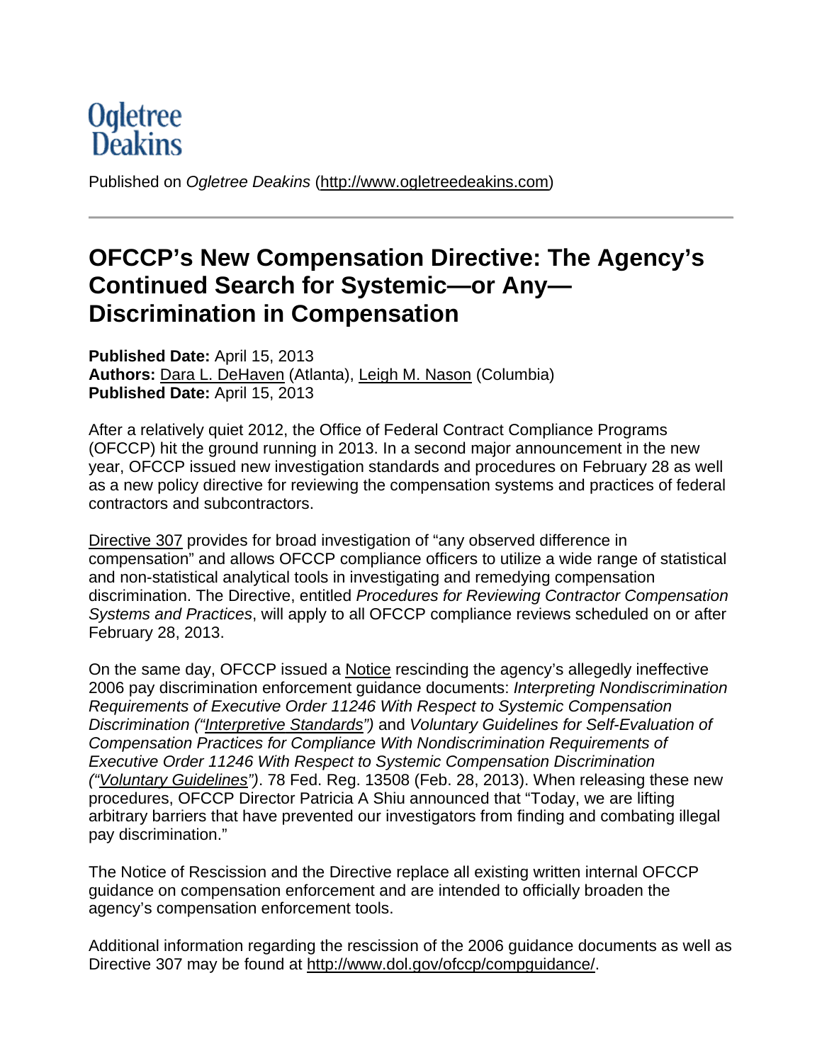Ogletree Deakins

Published on *Ogletree Deakins* (http://www.ogletreedeakins.com)

---

# OFCCP's New Compensation Directive: The Agency's Continued Search for Systemic—or Any—Discrimination in Compensation

**Published Date:** April 15, 2013
**Authors:** Dara L. DeHaven (Atlanta), Leigh M. Nason (Columbia)
**Published Date:** April 15, 2013

After a relatively quiet 2012, the Office of Federal Contract Compliance Programs (OFCCP) hit the ground running in 2013. In a second major announcement in the new year, OFCCP issued new investigation standards and procedures on February 28 as well as a new policy directive for reviewing the compensation systems and practices of federal contractors and subcontractors.

Directive 307 provides for broad investigation of "any observed difference in compensation" and allows OFCCP compliance officers to utilize a wide range of statistical and non-statistical analytical tools in investigating and remedying compensation discrimination. The Directive, entitled *Procedures for Reviewing Contractor Compensation Systems and Practices*, will apply to all OFCCP compliance reviews scheduled on or after February 28, 2013.

On the same day, OFCCP issued a Notice rescinding the agency's allegedly ineffective 2006 pay discrimination enforcement guidance documents: *Interpreting Nondiscrimination Requirements of Executive Order 11246 With Respect to Systemic Compensation Discrimination ("Interpretive Standards")* and *Voluntary Guidelines for Self-Evaluation of Compensation Practices for Compliance With Nondiscrimination Requirements of Executive Order 11246 With Respect to Systemic Compensation Discrimination ("Voluntary Guidelines")*. 78 Fed. Reg. 13508 (Feb. 28, 2013). When releasing these new procedures, OFCCP Director Patricia A Shiu announced that "Today, we are lifting arbitrary barriers that have prevented our investigators from finding and combating illegal pay discrimination."

The Notice of Rescission and the Directive replace all existing written internal OFCCP guidance on compensation enforcement and are intended to officially broaden the agency's compensation enforcement tools.

Additional information regarding the rescission of the 2006 guidance documents as well as Directive 307 may be found at http://www.dol.gov/ofccp/compguidance/.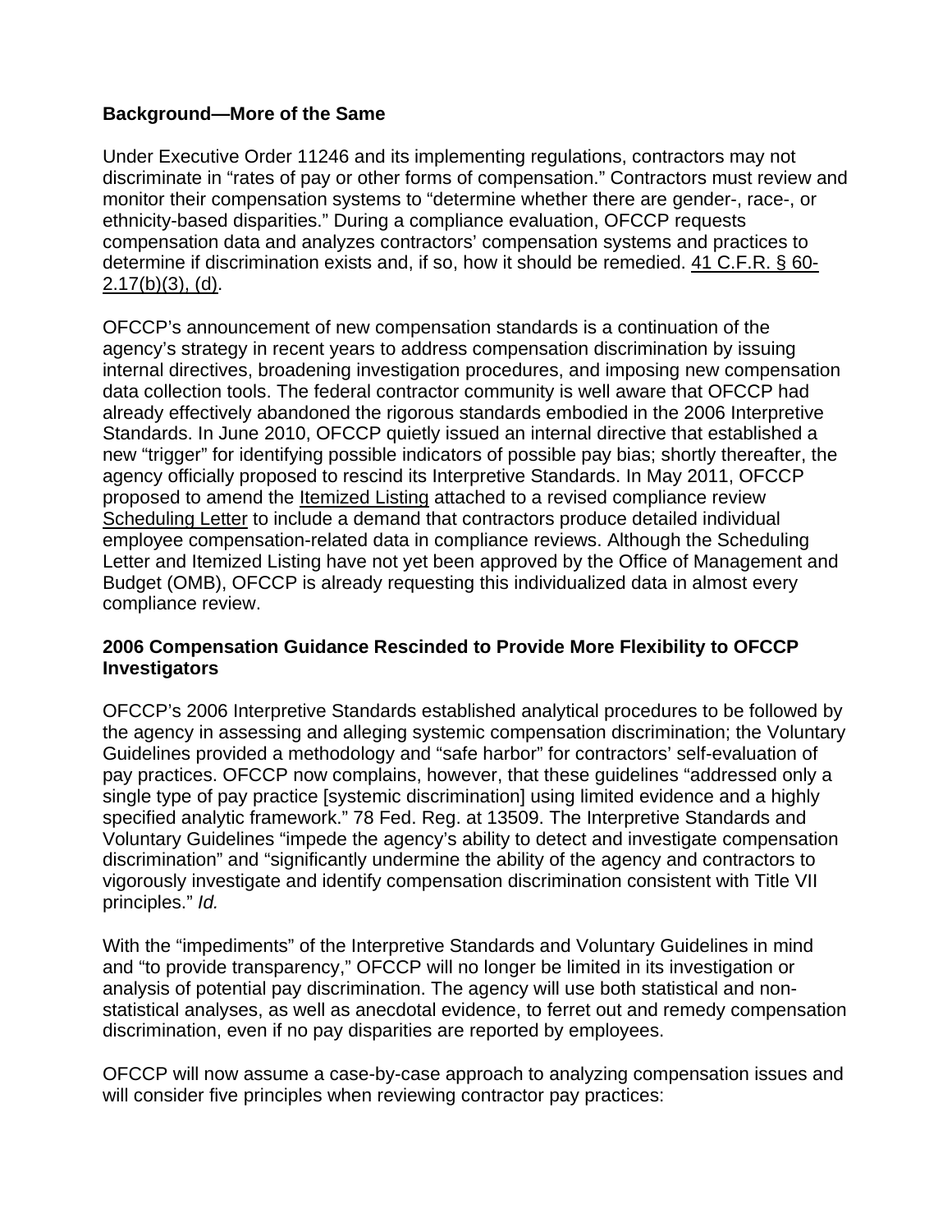**Background—More of the Same**

Under Executive Order 11246 and its implementing regulations, contractors may not discriminate in "rates of pay or other forms of compensation." Contractors must review and monitor their compensation systems to "determine whether there are gender-, race-, or ethnicity-based disparities." During a compliance evaluation, OFCCP requests compensation data and analyzes contractors' compensation systems and practices to determine if discrimination exists and, if so, how it should be remedied. 41 C.F.R. § 60-2.17(b)(3), (d).

OFCCP's announcement of new compensation standards is a continuation of the agency's strategy in recent years to address compensation discrimination by issuing internal directives, broadening investigation procedures, and imposing new compensation data collection tools. The federal contractor community is well aware that OFCCP had already effectively abandoned the rigorous standards embodied in the 2006 Interpretive Standards. In June 2010, OFCCP quietly issued an internal directive that established a new "trigger" for identifying possible indicators of possible pay bias; shortly thereafter, the agency officially proposed to rescind its Interpretive Standards. In May 2011, OFCCP proposed to amend the Itemized Listing attached to a revised compliance review Scheduling Letter to include a demand that contractors produce detailed individual employee compensation-related data in compliance reviews. Although the Scheduling Letter and Itemized Listing have not yet been approved by the Office of Management and Budget (OMB), OFCCP is already requesting this individualized data in almost every compliance review.

**2006 Compensation Guidance Rescinded to Provide More Flexibility to OFCCP Investigators**

OFCCP's 2006 Interpretive Standards established analytical procedures to be followed by the agency in assessing and alleging systemic compensation discrimination; the Voluntary Guidelines provided a methodology and "safe harbor" for contractors' self-evaluation of pay practices. OFCCP now complains, however, that these guidelines "addressed only a single type of pay practice [systemic discrimination] using limited evidence and a highly specified analytic framework." 78 Fed. Reg. at 13509. The Interpretive Standards and Voluntary Guidelines "impede the agency's ability to detect and investigate compensation discrimination" and "significantly undermine the ability of the agency and contractors to vigorously investigate and identify compensation discrimination consistent with Title VII principles." *Id.*

With the "impediments" of the Interpretive Standards and Voluntary Guidelines in mind and "to provide transparency," OFCCP will no longer be limited in its investigation or analysis of potential pay discrimination. The agency will use both statistical and non-statistical analyses, as well as anecdotal evidence, to ferret out and remedy compensation discrimination, even if no pay disparities are reported by employees.

OFCCP will now assume a case-by-case approach to analyzing compensation issues and will consider five principles when reviewing contractor pay practices: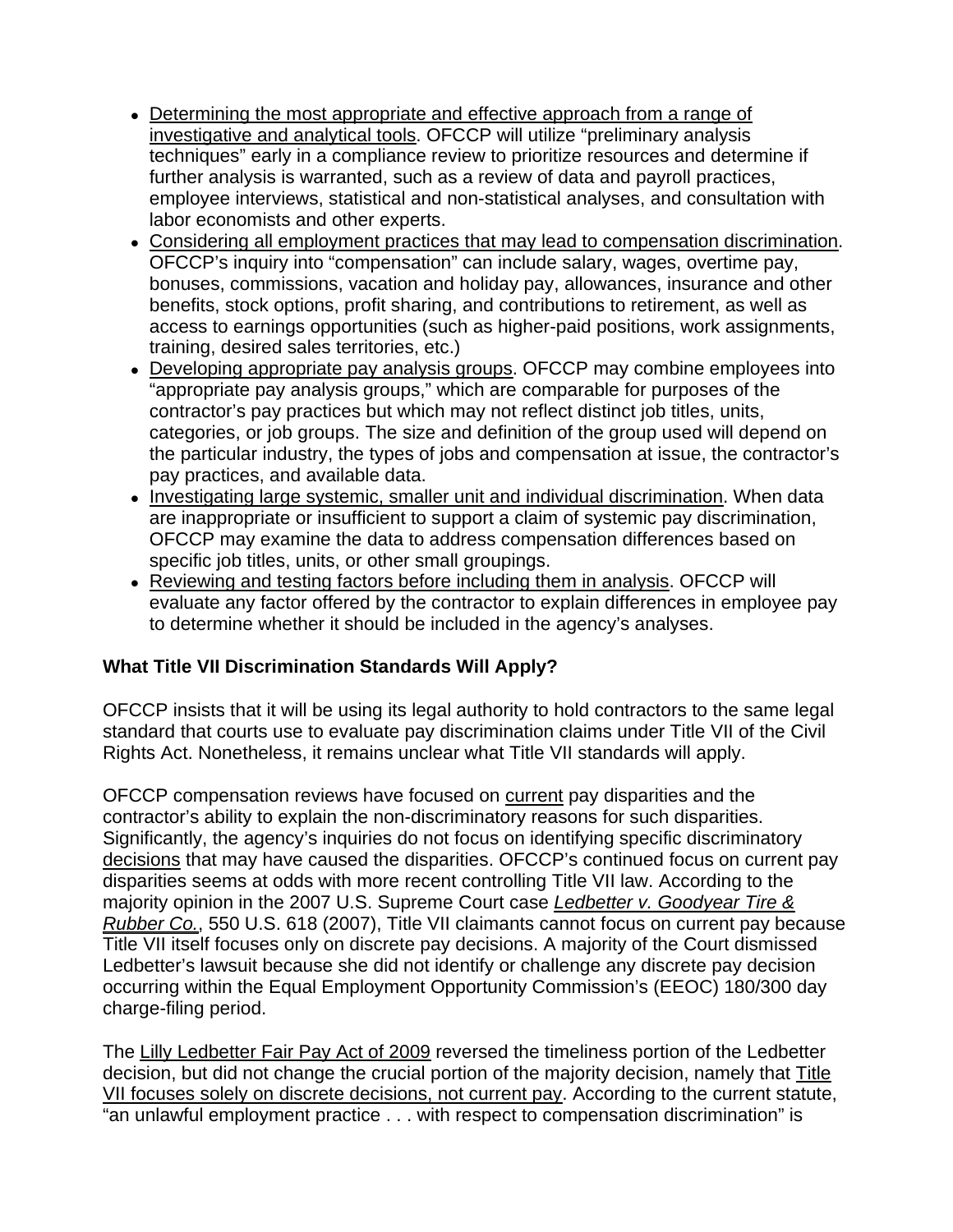- Determining the most appropriate and effective approach from a range of investigative and analytical tools. OFCCP will utilize "preliminary analysis techniques" early in a compliance review to prioritize resources and determine if further analysis is warranted, such as a review of data and payroll practices, employee interviews, statistical and non-statistical analyses, and consultation with labor economists and other experts.
- Considering all employment practices that may lead to compensation discrimination. OFCCP's inquiry into "compensation" can include salary, wages, overtime pay, bonuses, commissions, vacation and holiday pay, allowances, insurance and other benefits, stock options, profit sharing, and contributions to retirement, as well as access to earnings opportunities (such as higher-paid positions, work assignments, training, desired sales territories, etc.)
- Developing appropriate pay analysis groups. OFCCP may combine employees into "appropriate pay analysis groups," which are comparable for purposes of the contractor's pay practices but which may not reflect distinct job titles, units, categories, or job groups. The size and definition of the group used will depend on the particular industry, the types of jobs and compensation at issue, the contractor's pay practices, and available data.
- Investigating large systemic, smaller unit and individual discrimination. When data are inappropriate or insufficient to support a claim of systemic pay discrimination, OFCCP may examine the data to address compensation differences based on specific job titles, units, or other small groupings.
- Reviewing and testing factors before including them in analysis. OFCCP will evaluate any factor offered by the contractor to explain differences in employee pay to determine whether it should be included in the agency's analyses.

**What Title VII Discrimination Standards Will Apply?**

OFCCP insists that it will be using its legal authority to hold contractors to the same legal standard that courts use to evaluate pay discrimination claims under Title VII of the Civil Rights Act. Nonetheless, it remains unclear what Title VII standards will apply.

OFCCP compensation reviews have focused on current pay disparities and the contractor's ability to explain the non-discriminatory reasons for such disparities. Significantly, the agency's inquiries do not focus on identifying specific discriminatory decisions that may have caused the disparities. OFCCP's continued focus on current pay disparities seems at odds with more recent controlling Title VII law. According to the majority opinion in the 2007 U.S. Supreme Court case *Ledbetter v. Goodyear Tire & Rubber Co.*, 550 U.S. 618 (2007), Title VII claimants cannot focus on current pay because Title VII itself focuses only on discrete pay decisions. A majority of the Court dismissed Ledbetter's lawsuit because she did not identify or challenge any discrete pay decision occurring within the Equal Employment Opportunity Commission's (EEOC) 180/300 day charge-filing period.

The Lilly Ledbetter Fair Pay Act of 2009 reversed the timeliness portion of the Ledbetter decision, but did not change the crucial portion of the majority decision, namely that Title VII focuses solely on discrete decisions, not current pay. According to the current statute, "an unlawful employment practice . . . with respect to compensation discrimination" is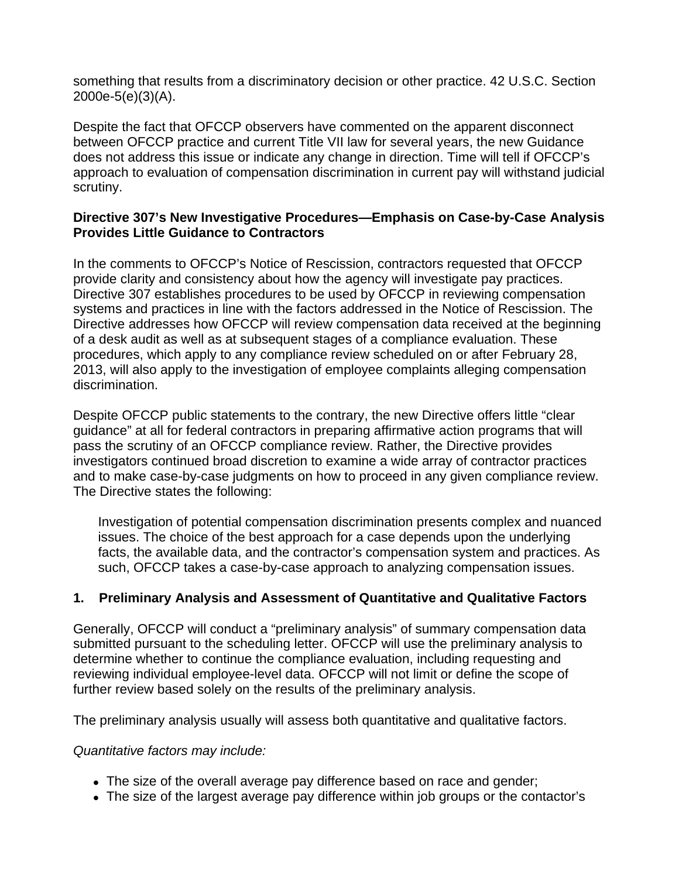something that results from a discriminatory decision or other practice. 42 U.S.C. Section 2000e-5(e)(3)(A).

Despite the fact that OFCCP observers have commented on the apparent disconnect between OFCCP practice and current Title VII law for several years, the new Guidance does not address this issue or indicate any change in direction. Time will tell if OFCCP's approach to evaluation of compensation discrimination in current pay will withstand judicial scrutiny.

**Directive 307's New Investigative Procedures—Emphasis on Case-by-Case Analysis Provides Little Guidance to Contractors**

In the comments to OFCCP's Notice of Rescission, contractors requested that OFCCP provide clarity and consistency about how the agency will investigate pay practices. Directive 307 establishes procedures to be used by OFCCP in reviewing compensation systems and practices in line with the factors addressed in the Notice of Rescission. The Directive addresses how OFCCP will review compensation data received at the beginning of a desk audit as well as at subsequent stages of a compliance evaluation. These procedures, which apply to any compliance review scheduled on or after February 28, 2013, will also apply to the investigation of employee complaints alleging compensation discrimination.

Despite OFCCP public statements to the contrary, the new Directive offers little "clear guidance" at all for federal contractors in preparing affirmative action programs that will pass the scrutiny of an OFCCP compliance review. Rather, the Directive provides investigators continued broad discretion to examine a wide array of contractor practices and to make case-by-case judgments on how to proceed in any given compliance review. The Directive states the following:

> Investigation of potential compensation discrimination presents complex and nuanced issues. The choice of the best approach for a case depends upon the underlying facts, the available data, and the contractor's compensation system and practices. As such, OFCCP takes a case-by-case approach to analyzing compensation issues.

**1. Preliminary Analysis and Assessment of Quantitative and Qualitative Factors**

Generally, OFCCP will conduct a "preliminary analysis" of summary compensation data submitted pursuant to the scheduling letter. OFCCP will use the preliminary analysis to determine whether to continue the compliance evaluation, including requesting and reviewing individual employee-level data. OFCCP will not limit or define the scope of further review based solely on the results of the preliminary analysis.

The preliminary analysis usually will assess both quantitative and qualitative factors.

*Quantitative factors may include:*

- The size of the overall average pay difference based on race and gender;
- The size of the largest average pay difference within job groups or the contactor's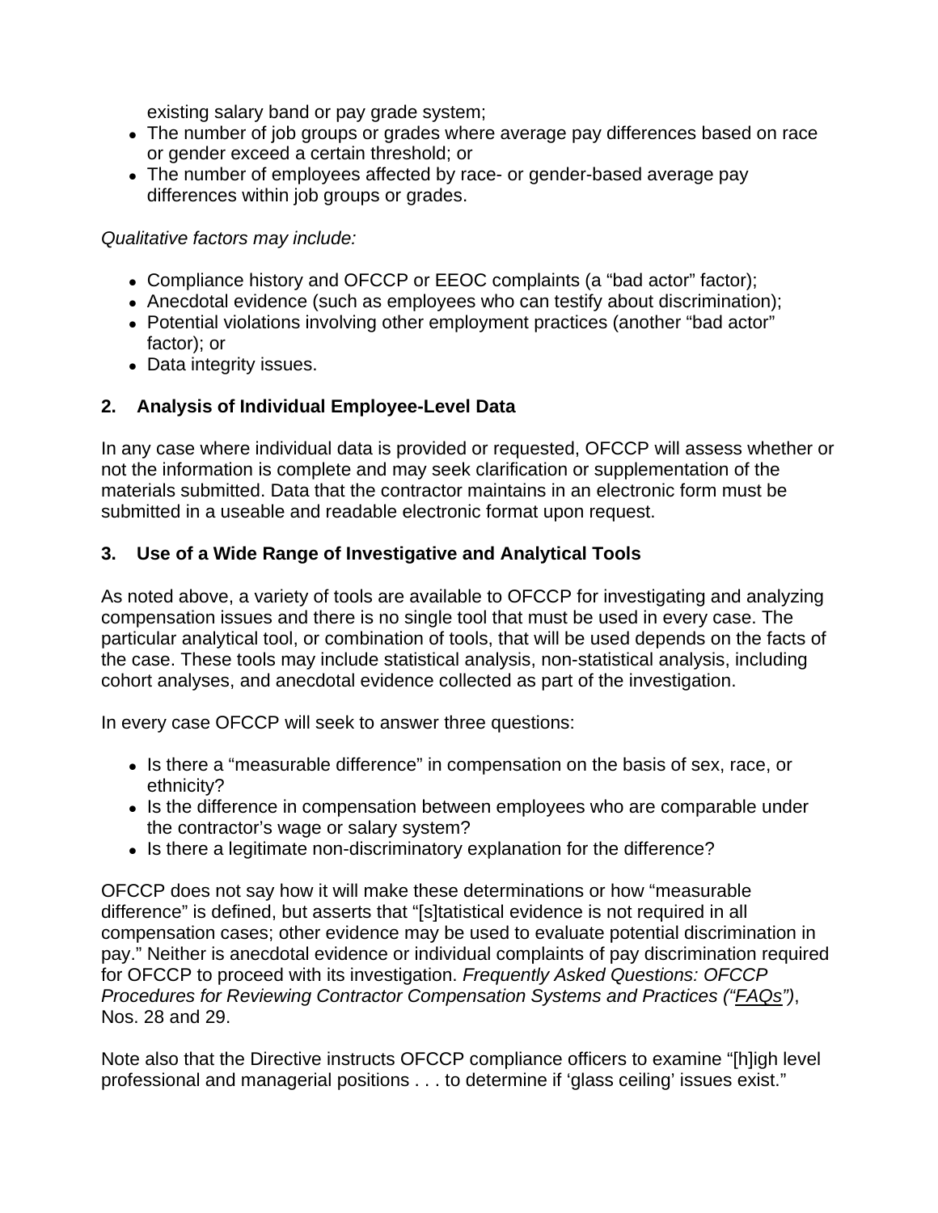existing salary band or pay grade system;

- The number of job groups or grades where average pay differences based on race or gender exceed a certain threshold; or
- The number of employees affected by race- or gender-based average pay differences within job groups or grades.

*Qualitative factors may include:*

- Compliance history and OFCCP or EEOC complaints (a "bad actor" factor);
- Anecdotal evidence (such as employees who can testify about discrimination);
- Potential violations involving other employment practices (another "bad actor" factor); or
- Data integrity issues.

### 2. Analysis of Individual Employee-Level Data

In any case where individual data is provided or requested, OFCCP will assess whether or not the information is complete and may seek clarification or supplementation of the materials submitted. Data that the contractor maintains in an electronic form must be submitted in a useable and readable electronic format upon request.

### 3. Use of a Wide Range of Investigative and Analytical Tools

As noted above, a variety of tools are available to OFCCP for investigating and analyzing compensation issues and there is no single tool that must be used in every case. The particular analytical tool, or combination of tools, that will be used depends on the facts of the case. These tools may include statistical analysis, non-statistical analysis, including cohort analyses, and anecdotal evidence collected as part of the investigation.

In every case OFCCP will seek to answer three questions:

- Is there a "measurable difference" in compensation on the basis of sex, race, or ethnicity?
- Is the difference in compensation between employees who are comparable under the contractor's wage or salary system?
- Is there a legitimate non-discriminatory explanation for the difference?

OFCCP does not say how it will make these determinations or how "measurable difference" is defined, but asserts that "[s]tatistical evidence is not required in all compensation cases; other evidence may be used to evaluate potential discrimination in pay." Neither is anecdotal evidence or individual complaints of pay discrimination required for OFCCP to proceed with its investigation. *Frequently Asked Questions: OFCCP Procedures for Reviewing Contractor Compensation Systems and Practices ("FAQs")*, Nos. 28 and 29.

Note also that the Directive instructs OFCCP compliance officers to examine "[h]igh level professional and managerial positions . . . to determine if 'glass ceiling' issues exist."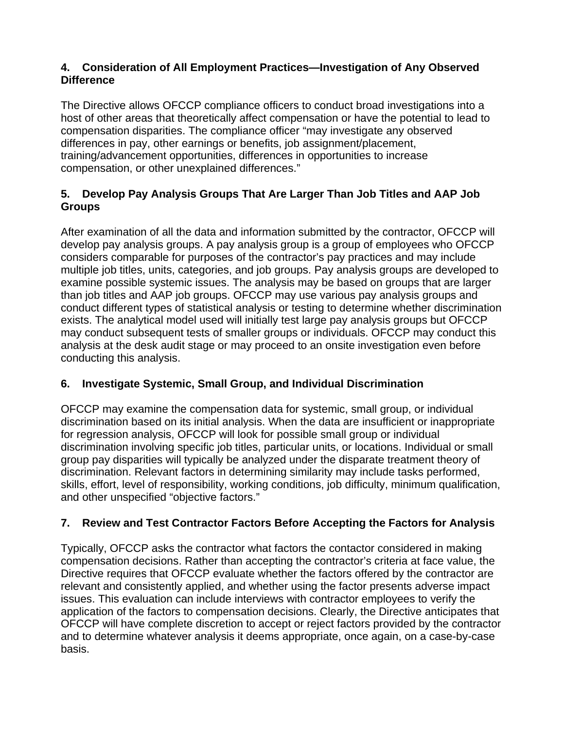### 4. Consideration of All Employment Practices—Investigation of Any Observed Difference

The Directive allows OFCCP compliance officers to conduct broad investigations into a host of other areas that theoretically affect compensation or have the potential to lead to compensation disparities. The compliance officer "may investigate any observed differences in pay, other earnings or benefits, job assignment/placement, training/advancement opportunities, differences in opportunities to increase compensation, or other unexplained differences."

### 5. Develop Pay Analysis Groups That Are Larger Than Job Titles and AAP Job Groups

After examination of all the data and information submitted by the contractor, OFCCP will develop pay analysis groups. A pay analysis group is a group of employees who OFCCP considers comparable for purposes of the contractor's pay practices and may include multiple job titles, units, categories, and job groups. Pay analysis groups are developed to examine possible systemic issues. The analysis may be based on groups that are larger than job titles and AAP job groups. OFCCP may use various pay analysis groups and conduct different types of statistical analysis or testing to determine whether discrimination exists. The analytical model used will initially test large pay analysis groups but OFCCP may conduct subsequent tests of smaller groups or individuals. OFCCP may conduct this analysis at the desk audit stage or may proceed to an onsite investigation even before conducting this analysis.

### 6. Investigate Systemic, Small Group, and Individual Discrimination

OFCCP may examine the compensation data for systemic, small group, or individual discrimination based on its initial analysis. When the data are insufficient or inappropriate for regression analysis, OFCCP will look for possible small group or individual discrimination involving specific job titles, particular units, or locations. Individual or small group pay disparities will typically be analyzed under the disparate treatment theory of discrimination. Relevant factors in determining similarity may include tasks performed, skills, effort, level of responsibility, working conditions, job difficulty, minimum qualification, and other unspecified "objective factors."

### 7. Review and Test Contractor Factors Before Accepting the Factors for Analysis

Typically, OFCCP asks the contractor what factors the contactor considered in making compensation decisions. Rather than accepting the contractor's criteria at face value, the Directive requires that OFCCP evaluate whether the factors offered by the contractor are relevant and consistently applied, and whether using the factor presents adverse impact issues. This evaluation can include interviews with contractor employees to verify the application of the factors to compensation decisions. Clearly, the Directive anticipates that OFCCP will have complete discretion to accept or reject factors provided by the contractor and to determine whatever analysis it deems appropriate, once again, on a case-by-case basis.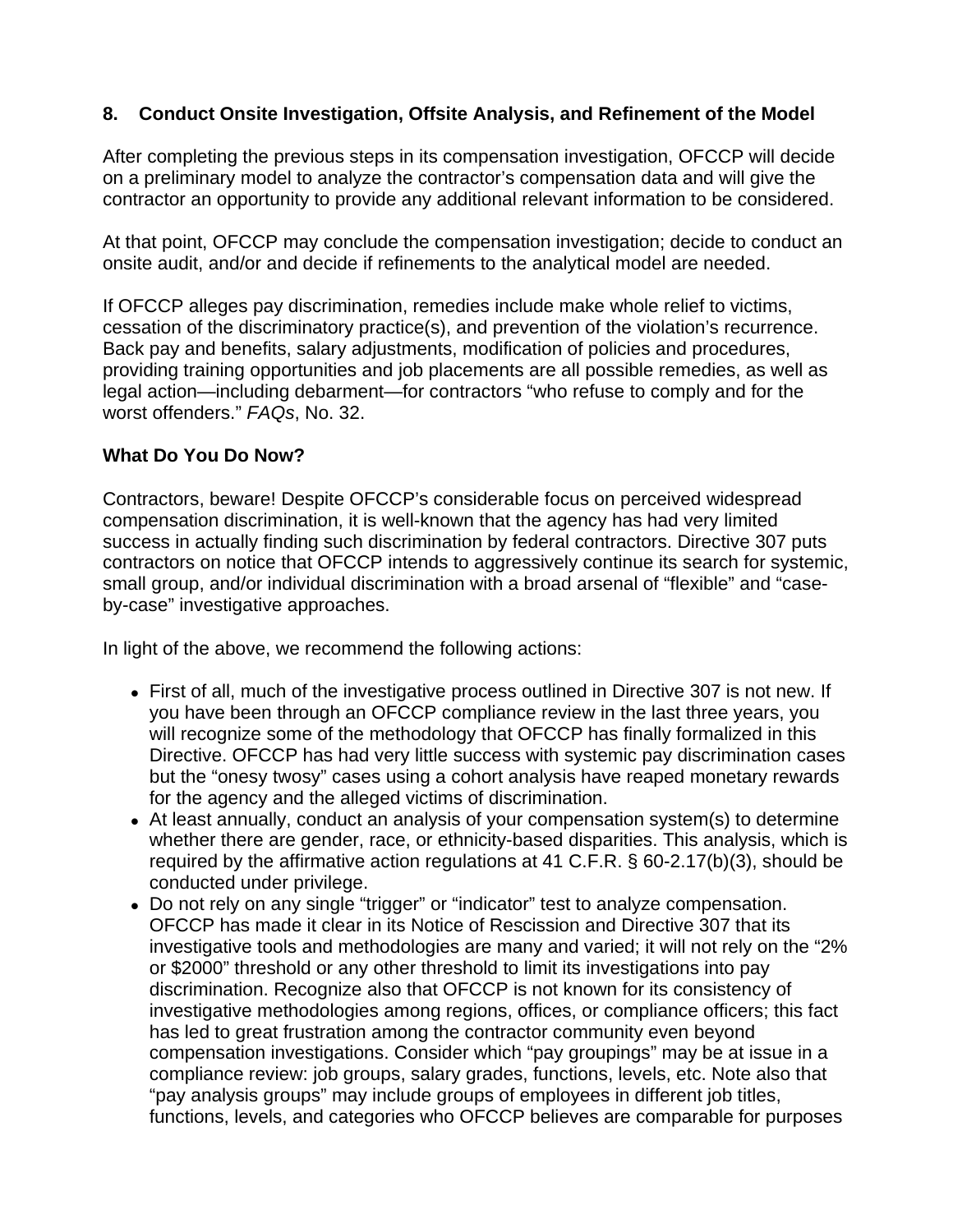### 8. Conduct Onsite Investigation, Offsite Analysis, and Refinement of the Model

After completing the previous steps in its compensation investigation, OFCCP will decide on a preliminary model to analyze the contractor's compensation data and will give the contractor an opportunity to provide any additional relevant information to be considered.

At that point, OFCCP may conclude the compensation investigation; decide to conduct an onsite audit, and/or and decide if refinements to the analytical model are needed.

If OFCCP alleges pay discrimination, remedies include make whole relief to victims, cessation of the discriminatory practice(s), and prevention of the violation's recurrence. Back pay and benefits, salary adjustments, modification of policies and procedures, providing training opportunities and job placements are all possible remedies, as well as legal action—including debarment—for contractors "who refuse to comply and for the worst offenders." *FAQs*, No. 32.

### What Do You Do Now?

Contractors, beware! Despite OFCCP's considerable focus on perceived widespread compensation discrimination, it is well-known that the agency has had very limited success in actually finding such discrimination by federal contractors. Directive 307 puts contractors on notice that OFCCP intends to aggressively continue its search for systemic, small group, and/or individual discrimination with a broad arsenal of "flexible" and "case-by-case" investigative approaches.

In light of the above, we recommend the following actions:

- First of all, much of the investigative process outlined in Directive 307 is not new. If you have been through an OFCCP compliance review in the last three years, you will recognize some of the methodology that OFCCP has finally formalized in this Directive. OFCCP has had very little success with systemic pay discrimination cases but the "onesy twosy" cases using a cohort analysis have reaped monetary rewards for the agency and the alleged victims of discrimination.
- At least annually, conduct an analysis of your compensation system(s) to determine whether there are gender, race, or ethnicity-based disparities. This analysis, which is required by the affirmative action regulations at 41 C.F.R. § 60-2.17(b)(3), should be conducted under privilege.
- Do not rely on any single "trigger" or "indicator" test to analyze compensation. OFCCP has made it clear in its Notice of Rescission and Directive 307 that its investigative tools and methodologies are many and varied; it will not rely on the "2% or $2000" threshold or any other threshold to limit its investigations into pay discrimination. Recognize also that OFCCP is not known for its consistency of investigative methodologies among regions, offices, or compliance officers; this fact has led to great frustration among the contractor community even beyond compensation investigations. Consider which "pay groupings" may be at issue in a compliance review: job groups, salary grades, functions, levels, etc. Note also that "pay analysis groups" may include groups of employees in different job titles, functions, levels, and categories who OFCCP believes are comparable for purposes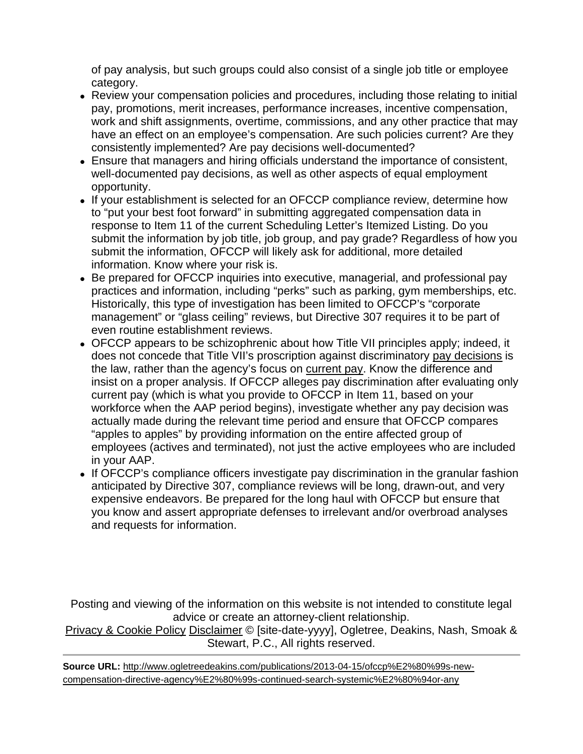of pay analysis, but such groups could also consist of a single job title or employee category.

- Review your compensation policies and procedures, including those relating to initial pay, promotions, merit increases, performance increases, incentive compensation, work and shift assignments, overtime, commissions, and any other practice that may have an effect on an employee's compensation. Are such policies current? Are they consistently implemented? Are pay decisions well-documented?
- Ensure that managers and hiring officials understand the importance of consistent, well-documented pay decisions, as well as other aspects of equal employment opportunity.
- If your establishment is selected for an OFCCP compliance review, determine how to "put your best foot forward" in submitting aggregated compensation data in response to Item 11 of the current Scheduling Letter's Itemized Listing. Do you submit the information by job title, job group, and pay grade? Regardless of how you submit the information, OFCCP will likely ask for additional, more detailed information. Know where your risk is.
- Be prepared for OFCCP inquiries into executive, managerial, and professional pay practices and information, including "perks" such as parking, gym memberships, etc. Historically, this type of investigation has been limited to OFCCP's "corporate management" or "glass ceiling" reviews, but Directive 307 requires it to be part of even routine establishment reviews.
- OFCCP appears to be schizophrenic about how Title VII principles apply; indeed, it does not concede that Title VII's proscription against discriminatory pay decisions is the law, rather than the agency's focus on current pay. Know the difference and insist on a proper analysis. If OFCCP alleges pay discrimination after evaluating only current pay (which is what you provide to OFCCP in Item 11, based on your workforce when the AAP period begins), investigate whether any pay decision was actually made during the relevant time period and ensure that OFCCP compares "apples to apples" by providing information on the entire affected group of employees (actives and terminated), not just the active employees who are included in your AAP.
- If OFCCP's compliance officers investigate pay discrimination in the granular fashion anticipated by Directive 307, compliance reviews will be long, drawn-out, and very expensive endeavors. Be prepared for the long haul with OFCCP but ensure that you know and assert appropriate defenses to irrelevant and/or overbroad analyses and requests for information.

Posting and viewing of the information on this website is not intended to constitute legal advice or create an attorney-client relationship.
Privacy & Cookie Policy Disclaimer © [site-date-yyyy], Ogletree, Deakins, Nash, Smoak & Stewart, P.C., All rights reserved.

**Source URL:** http://www.ogletreedeakins.com/publications/2013-04-15/ofccp%E2%80%99s-new-compensation-directive-agency%E2%80%99s-continued-search-systemic%E2%80%94or-any